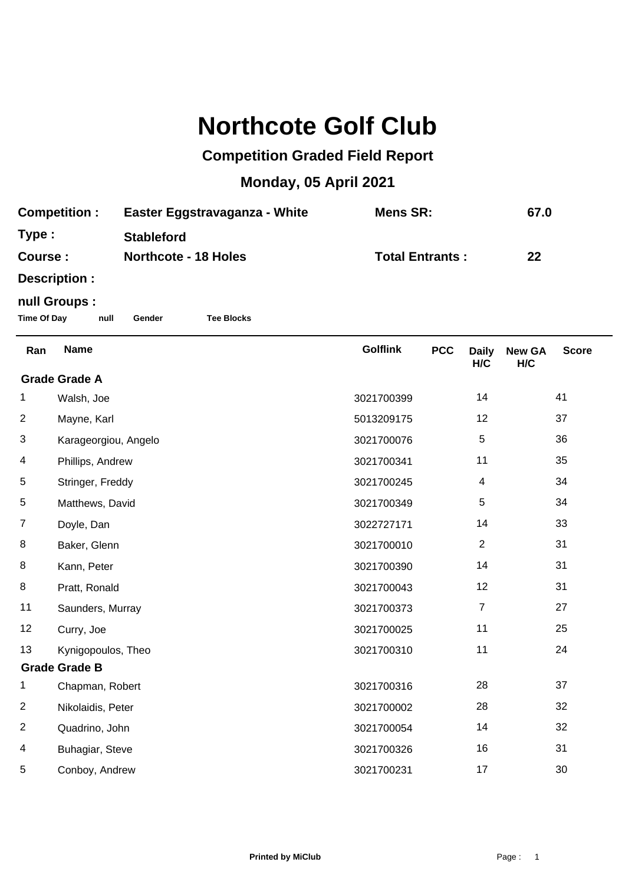# Northcote Golf Club

## Competition Graded Field Report

## Monday, 05 April 2021

| | | | |
|---|---|---|---|
| **Competition :** | **Easter Eggstravaganza - White** | **Mens SR:** | **67.0** |
| **Type :** | **Stableford** | | |
| **Course :** | **Northcote - 18 Holes** | **Total Entrants :** | **22** |
| **Description :** | | | |

**null Groups :**

**Time Of Day** **null** **Gender** **Tee Blocks**

| Ran | Name | Golflink | PCC | Daily H/C | New GA H/C | Score |
|---|---|---|---|---|---|---|
| **Grade Grade A** | | | | | | |
| 1 | Walsh, Joe | 3021700399 | | 14 | | 41 |
| 2 | Mayne, Karl | 5013209175 | | 12 | | 37 |
| 3 | Karageorgiou, Angelo | 3021700076 | | 5 | | 36 |
| 4 | Phillips, Andrew | 3021700341 | | 11 | | 35 |
| 5 | Stringer, Freddy | 3021700245 | | 4 | | 34 |
| 5 | Matthews, David | 3021700349 | | 5 | | 34 |
| 7 | Doyle, Dan | 3022727171 | | 14 | | 33 |
| 8 | Baker, Glenn | 3021700010 | | 2 | | 31 |
| 8 | Kann, Peter | 3021700390 | | 14 | | 31 |
| 8 | Pratt, Ronald | 3021700043 | | 12 | | 31 |
| 11 | Saunders, Murray | 3021700373 | | 7 | | 27 |
| 12 | Curry, Joe | 3021700025 | | 11 | | 25 |
| 13 | Kynigopoulos, Theo | 3021700310 | | 11 | | 24 |
| **Grade Grade B** | | | | | | |
| 1 | Chapman, Robert | 3021700316 | | 28 | | 37 |
| 2 | Nikolaidis, Peter | 3021700002 | | 28 | | 32 |
| 2 | Quadrino, John | 3021700054 | | 14 | | 32 |
| 4 | Buhagiar, Steve | 3021700326 | | 16 | | 31 |
| 5 | Conboy, Andrew | 3021700231 | | 17 | | 30 |

**Printed by MiClub**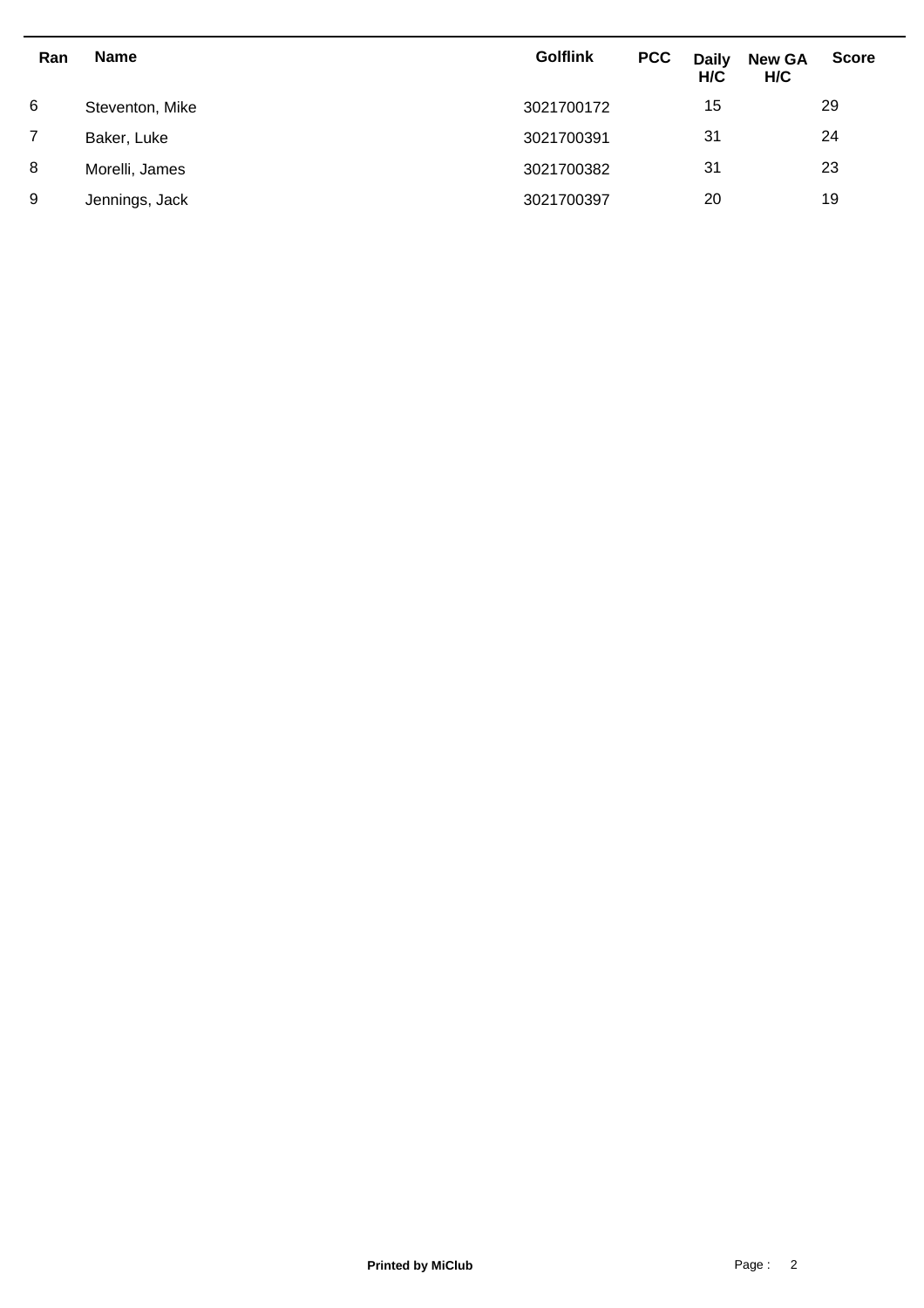| Ran | Name | Golflink | PCC | Daily H/C | New GA H/C | Score |
|---|---|---|---|---|---|---|
| 6 | Steventon, Mike | 3021700172 | | 15 | | 29 |
| 7 | Baker, Luke | 3021700391 | | 31 | | 24 |
| 8 | Morelli, James | 3021700382 | | 31 | | 23 |
| 9 | Jennings, Jack | 3021700397 | | 20 | | 19 |

**Printed by MiClub**